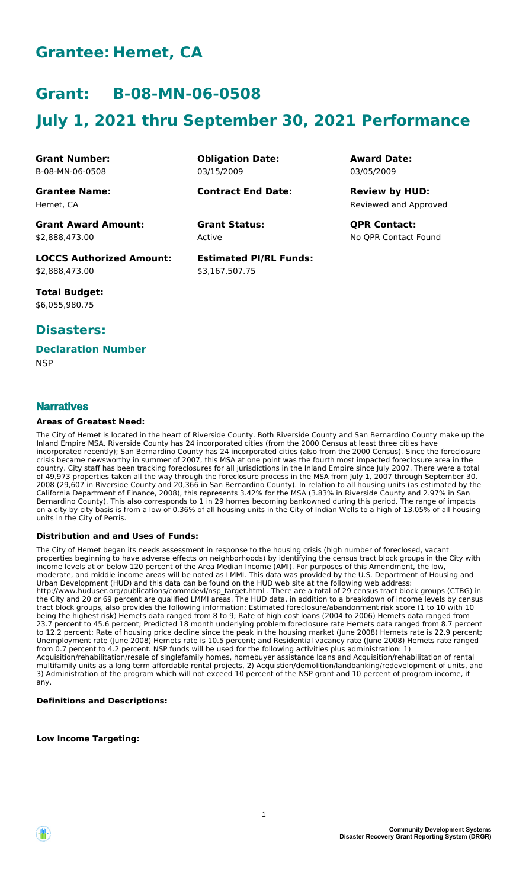# Grantee: Hemet, CA

# Grant: B-08-MN-06-0508

# July 1, 2021 thru September 30, 2021 Performance

| | | |
|---|---|---|
| **Grant Number:** B-08-MN-06-0508 | **Obligation Date:** 03/15/2009 | **Award Date:** 03/05/2009 |
| **Grantee Name:** Hemet, CA | **Contract End Date:** | **Review by HUD:** Reviewed and Approved |
| **Grant Award Amount:** \$2,888,473.00 | **Grant Status:** Active | **QPR Contact:** No QPR Contact Found |
| **LOCCS Authorized Amount:** \$2,888,473.00 | **Estimated PI/RL Funds:** \$3,167,507.75 | |
| **Total Budget:** \$6,055,980.75 | | |

## Disasters:

### Declaration Number

NSP

## Narratives

#### Areas of Greatest Need:

The City of Hemet is located in the heart of Riverside County. Both Riverside County and San Bernardino County make up the Inland Empire MSA. Riverside County has 24 incorporated cities (from the 2000 Census at least three cities have incorporated recently); San Bernardino County has 24 incorporated cities (also from the 2000 Census). Since the foreclosure crisis became newsworthy in summer of 2007, this MSA at one point was the fourth most impacted foreclosure area in the country. City staff has been tracking foreclosures for all jurisdictions in the Inland Empire since July 2007. There were a total of 49,973 properties taken all the way through the foreclosure process in the MSA from July 1, 2007 through September 30, 2008 (29,607 in Riverside County and 20,366 in San Bernardino County). In relation to all housing units (as estimated by the California Department of Finance, 2008), this represents 3.42% for the MSA (3.83% in Riverside County and 2.97% in San Bernardino County). This also corresponds to 1 in 29 homes becoming bankowned during this period. The range of impacts on a city by city basis is from a low of 0.36% of all housing units in the City of Indian Wells to a high of 13.05% of all housing units in the City of Perris.

#### Distribution and and Uses of Funds:

The City of Hemet began its needs assessment in response to the housing crisis (high number of foreclosed, vacant properties beginning to have adverse effects on neighborhoods) by identifying the census tract block groups in the City with income levels at or below 120 percent of the Area Median Income (AMI). For purposes of this Amendment, the low, moderate, and middle income areas will be noted as LMMI. This data was provided by the U.S. Department of Housing and Urban Development (HUD) and this data can be found on the HUD web site at the following web address: http://www.huduser.org/publications/commdevl/nsp_target.html . There are a total of 29 census tract block groups (CTBG) in the City and 20 or 69 percent are qualified LMMI areas. The HUD data, in addition to a breakdown of income levels by census tract block groups, also provides the following information: Estimated foreclosure/abandonment risk score (1 to 10 with 10 being the highest risk) Hemets data ranged from 8 to 9; Rate of high cost loans (2004 to 2006) Hemets data ranged from 23.7 percent to 45.6 percent; Predicted 18 month underlying problem foreclosure rate Hemets data ranged from 8.7 percent to 12.2 percent; Rate of housing price decline since the peak in the housing market (June 2008) Hemets rate is 22.9 percent; Unemployment rate (June 2008) Hemets rate is 10.5 percent; and Residential vacancy rate (June 2008) Hemets rate ranged from 0.7 percent to 4.2 percent. NSP funds will be used for the following activities plus administration: 1) Acquisition/rehabilitation/resale of singlefamily homes, homebuyer assistance loans and Acquisition/rehabilitation of rental multifamily units as a long term affordable rental projects, 2) Acquistion/demolition/landbanking/redevelopment of units, and 3) Administration of the program which will not exceed 10 percent of the NSP grant and 10 percent of program income, if any.

#### Definitions and Descriptions:

#### Low Income Targeting: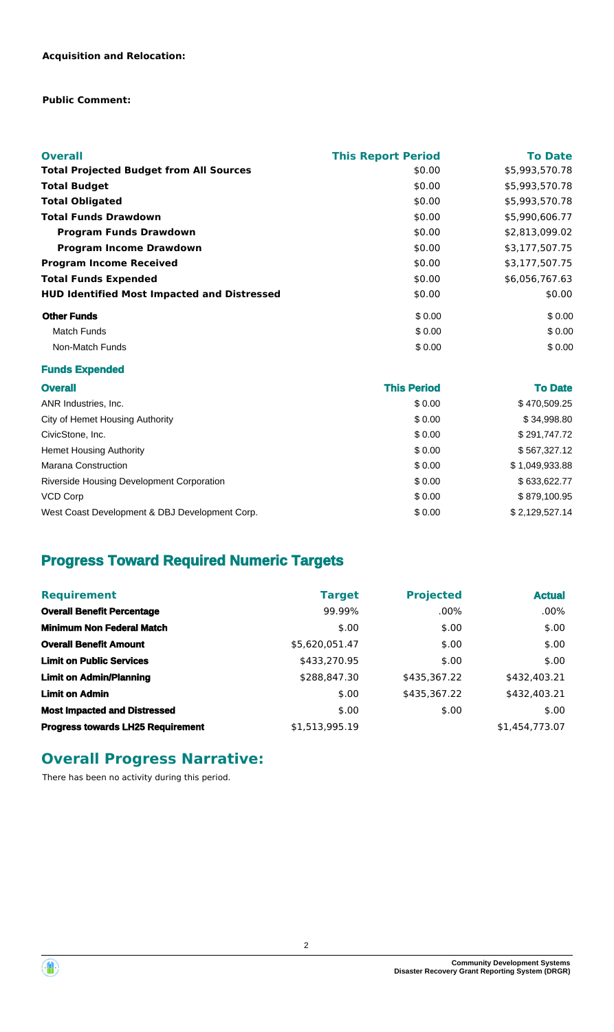**Acquisition and Relocation:**

**Public Comment:**

| **Overall** | **This Report Period** | **To Date** |
|---|---|---|
| **Total Projected Budget from All Sources** | $0.00 | $5,993,570.78 |
| **Total Budget** | $0.00 | $5,993,570.78 |
| **Total Obligated** | $0.00 | $5,993,570.78 |
| **Total Funds Drawdown** | $0.00 | $5,990,606.77 |
| **Program Funds Drawdown** | $0.00 | $2,813,099.02 |
| **Program Income Drawdown** | $0.00 | $3,177,507.75 |
| **Program Income Received** | $0.00 | $3,177,507.75 |
| **Total Funds Expended** | $0.00 | $6,056,767.63 |
| **HUD Identified Most Impacted and Distressed** | $0.00 | $0.00 |
| **Other Funds** | $ 0.00 | $ 0.00 |
| Match Funds | $ 0.00 | $ 0.00 |
| Non-Match Funds | $ 0.00 | $ 0.00 |

**Funds Expended**

| **Overall** | **This Period** | **To Date** |
|---|---|---|
| ANR Industries, Inc. | $ 0.00 | $ 470,509.25 |
| City of Hemet Housing Authority | $ 0.00 | $ 34,998.80 |
| CivicStone, Inc. | $ 0.00 | $ 291,747.72 |
| Hemet Housing Authority | $ 0.00 | $ 567,327.12 |
| Marana Construction | $ 0.00 | $ 1,049,933.88 |
| Riverside Housing Development Corporation | $ 0.00 | $ 633,622.77 |
| VCD Corp | $ 0.00 | $ 879,100.95 |
| West Coast Development & DBJ Development Corp. | $ 0.00 | $ 2,129,527.14 |

## Progress Toward Required Numeric Targets

| **Requirement** | **Target** | **Projected** | **Actual** |
|---|---|---|---|
| **Overall Benefit Percentage** | 99.99% | .00% | .00% |
| **Minimum Non Federal Match** | $.00 | $.00 | $.00 |
| **Overall Benefit Amount** | $5,620,051.47 | $.00 | $.00 |
| **Limit on Public Services** | $433,270.95 | $.00 | $.00 |
| **Limit on Admin/Planning** | $288,847.30 | $435,367.22 | $432,403.21 |
| **Limit on Admin** | $.00 | $435,367.22 | $432,403.21 |
| **Most Impacted and Distressed** | $.00 | $.00 | $.00 |
| **Progress towards LH25 Requirement** | $1,513,995.19 | | $1,454,773.07 |

## Overall Progress Narrative:

There has been no activity during this period.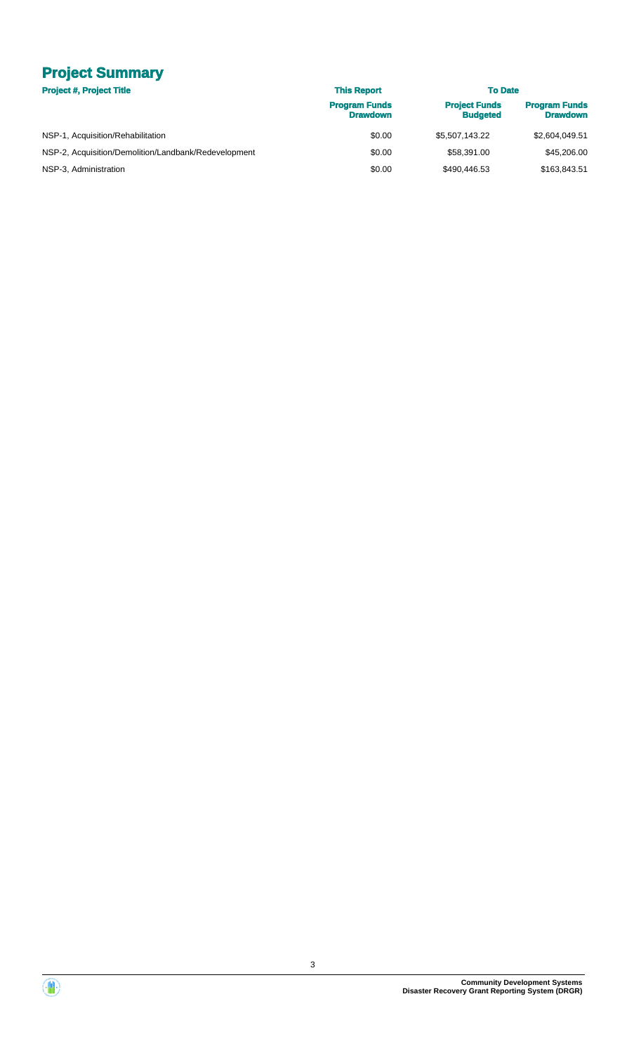## Project Summary

| Project #, Project Title | This Report | To Date | |
|---|---|---|---|
| | Program Funds Drawdown | Project Funds Budgeted | Program Funds Drawdown |
| NSP-1, Acquisition/Rehabilitation | $0.00 | $5,507,143.22 | $2,604,049.51 |
| NSP-2, Acquisition/Demolition/Landbank/Redevelopment | $0.00 | $58,391.00 | $45,206.00 |
| NSP-3, Administration | $0.00 | $490,446.53 | $163,843.51 |